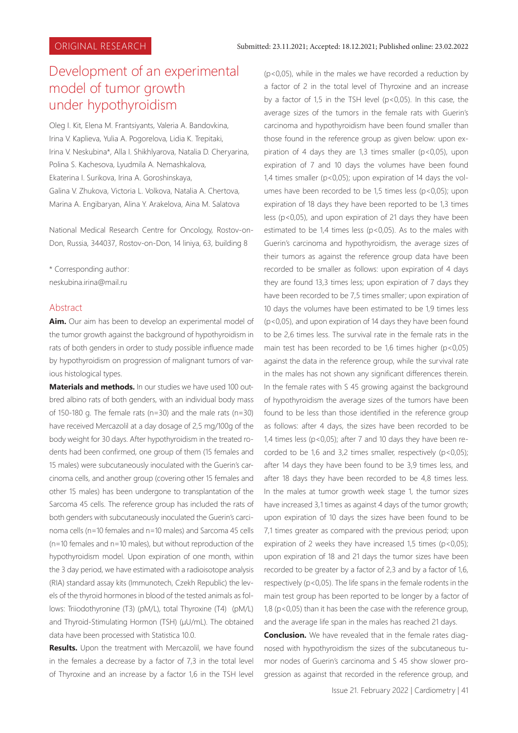ORIGINAL RESEARCH

Submitted: 23.11.2021; Accepted: 18.12.2021; Published online: 23.02.2022

# Development of an experimental model of tumor growth under hypothyroidism

Oleg I. Kit, Elena M. Frantsiyants, Valeria A. Bandovkina, Irina V. Kaplieva, Yulia A. Pogorelova, Lidia K. Trepitaki, Irina V. Neskubina*, Alla I. Shikhlyarova, Natalia D. Cheryarina, Polina S. Kachesova, Lyudmila A. Nemashkalova, Ekaterina I. Surikova, Irina A. Goroshinskaya, Galina V. Zhukova, Victoria L. Volkova, Natalia A. Chertova, Marina A. Engibaryan, Alina Y. Arakelova, Aina M. Salatova

National Medical Research Centre for Oncology, Rostov-on-Don, Russia, 344037, Rostov-on-Don, 14 liniya, 63, building 8

* Corresponding author:
neskubina.irina@mail.ru

## Abstract

**Aim.** Our aim has been to develop an experimental model of the tumor growth against the background of hypothyroidism in rats of both genders in order to study possible influence made by hypothyroidism on progression of malignant tumors of various histological types.

**Materials and methods.** In our studies we have used 100 outbred albino rats of both genders, with an individual body mass of 150-180 g. The female rats (n=30) and the male rats (n=30) have received Mercazolil at a day dosage of 2,5 mg/100g of the body weight for 30 days. After hypothyroidism in the treated rodents had been confirmed, one group of them (15 females and 15 males) were subcutaneously inoculated with the Guerin's carcinoma cells, and another group (covering other 15 females and other 15 males) has been undergone to transplantation of the Sarcoma 45 cells. The reference group has included the rats of both genders with subcutaneously inoculated the Guerin's carcinoma cells (n=10 females and n=10 males) and Sarcoma 45 cells (n=10 females and n=10 males), but without reproduction of the hypothyroidism model. Upon expiration of one month, within the 3 day period, we have estimated with a radioisotope analysis (RIA) standard assay kits (Immunotech, Czekh Republic) the levels of the thyroid hormones in blood of the tested animals as follows: Triiodothyronine (T3) (pM/L), total Thyroxine (T4) (pM/L) and Thyroid-Stimulating Hormon (TSH) (μU/mL). The obtained data have been processed with Statistica 10.0.

**Results.** Upon the treatment with Mercazolil, we have found in the females a decrease by a factor of 7,3 in the total level of Thyroxine and an increase by a factor 1,6 in the TSH level (p<0,05), while in the males we have recorded a reduction by a factor of 2 in the total level of Thyroxine and an increase by a factor of 1,5 in the TSH level (p<0,05). In this case, the average sizes of the tumors in the female rats with Guerin's carcinoma and hypothyroidism have been found smaller than those found in the reference group as given below: upon expiration of 4 days they are 1,3 times smaller (p<0,05), upon expiration of 7 and 10 days the volumes have been found 1,4 times smaller (p<0,05); upon expiration of 14 days the volumes have been recorded to be 1,5 times less (p<0,05); upon expiration of 18 days they have been reported to be 1,3 times less (p<0,05), and upon expiration of 21 days they have been estimated to be 1,4 times less (p<0,05). As to the males with Guerin's carcinoma and hypothyroidism, the average sizes of their tumors as against the reference group data have been recorded to be smaller as follows: upon expiration of 4 days they are found 13,3 times less; upon expiration of 7 days they have been recorded to be 7,5 times smaller; upon expiration of 10 days the volumes have been estimated to be 1,9 times less (p<0,05), and upon expiration of 14 days they have been found to be 2,6 times less. The survival rate in the female rats in the main test has been recorded to be 1,6 times higher (p<0,05) against the data in the reference group, while the survival rate in the males has not shown any significant differences therein. In the female rates with S 45 growing against the background of hypothyroidism the average sizes of the tumors have been found to be less than those identified in the reference group as follows: after 4 days, the sizes have been recorded to be 1,4 times less (p<0,05); after 7 and 10 days they have been recorded to be 1,6 and 3,2 times smaller, respectively (p<0,05); after 14 days they have been found to be 3,9 times less, and after 18 days they have been recorded to be 4,8 times less. In the males at tumor growth week stage 1, the tumor sizes have increased 3,1 times as against 4 days of the tumor growth; upon expiration of 10 days the sizes have been found to be 7,1 times greater as compared with the previous period; upon expiration of 2 weeks they have increased 1,5 times (p<0,05); upon expiration of 18 and 21 days the tumor sizes have been recorded to be greater by a factor of 2,3 and by a factor of 1,6, respectively (p<0,05). The life spans in the female rodents in the main test group has been reported to be longer by a factor of 1,8 (p<0,05) than it has been the case with the reference group, and the average life span in the males has reached 21 days.

**Conclusion.** We have revealed that in the female rates diagnosed with hypothyroidism the sizes of the subcutaneous tumor nodes of Guerin's carcinoma and S 45 show slower progression as against that recorded in the reference group, and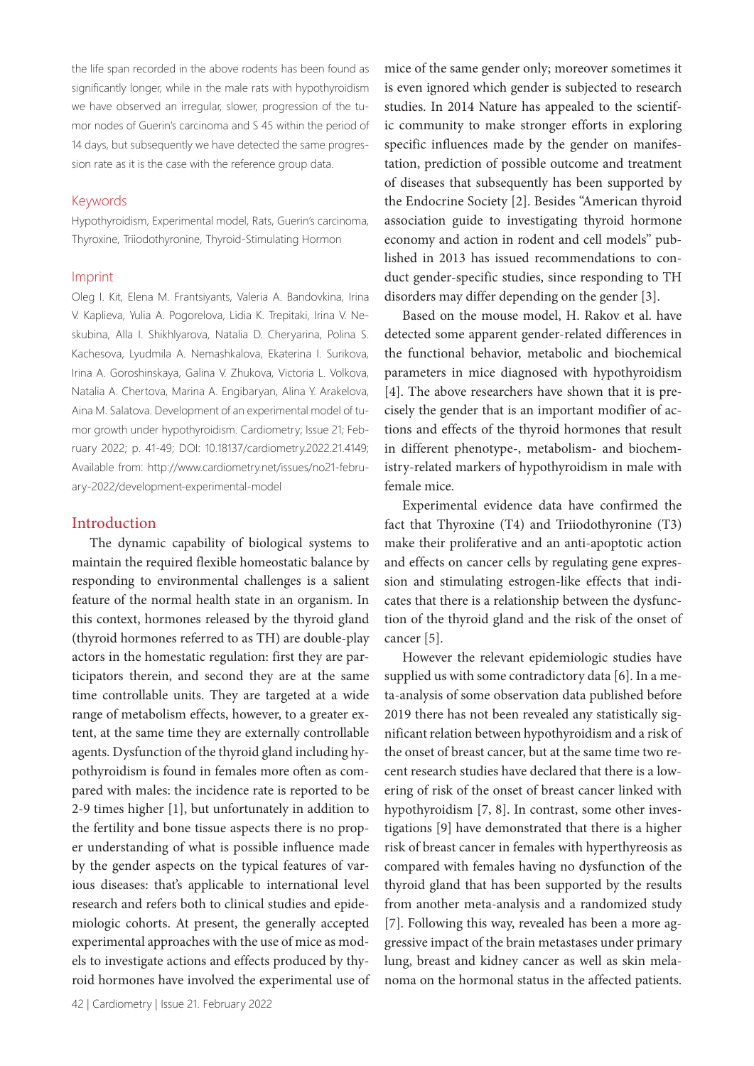the life span recorded in the above rodents has been found as significantly longer, while in the male rats with hypothyroidism we have observed an irregular, slower, progression of the tumor nodes of Guerin's carcinoma and S 45 within the period of 14 days, but subsequently we have detected the same progression rate as it is the case with the reference group data.

## Keywords

Hypothyroidism, Experimental model, Rats, Guerin's carcinoma, Thyroxine, Triiodothyronine, Thyroid-Stimulating Hormon

## Imprint

Oleg I. Kit, Elena M. Frantsiyants, Valeria A. Bandovkina, Irina V. Kaplieva, Yulia A. Pogorelova, Lidia K. Trepitaki, Irina V. Neskubina, Alla I. Shikhlyarova, Natalia D. Cheryarina, Polina S. Kachesova, Lyudmila A. Nemashkalova, Ekaterina I. Surikova, Irina A. Goroshinskaya, Galina V. Zhukova, Victoria L. Volkova, Natalia A. Chertova, Marina A. Engibaryan, Alina Y. Arakelova, Aina M. Salatova. Development of an experimental model of tumor growth under hypothyroidism. Cardiometry; Issue 21; February 2022; p. 41-49; DOI: 10.18137/cardiometry.2022.21.4149; Available from: http://www.cardiometry.net/issues/no21-february-2022/development-experimental-model

## Introduction

The dynamic capability of biological systems to maintain the required flexible homeostatic balance by responding to environmental challenges is a salient feature of the normal health state in an organism. In this context, hormones released by the thyroid gland (thyroid hormones referred to as TH) are double-play actors in the homestatic regulation: first they are participators therein, and second they are at the same time controllable units. They are targeted at a wide range of metabolism effects, however, to a greater extent, at the same time they are externally controllable agents. Dysfunction of the thyroid gland including hypothyroidism is found in females more often as compared with males: the incidence rate is reported to be 2-9 times higher [1], but unfortunately in addition to the fertility and bone tissue aspects there is no proper understanding of what is possible influence made by the gender aspects on the typical features of various diseases: that's applicable to international level research and refers both to clinical studies and epidemiologic cohorts. At present, the generally accepted experimental approaches with the use of mice as models to investigate actions and effects produced by thyroid hormones have involved the experimental use of mice of the same gender only; moreover sometimes it is even ignored which gender is subjected to research studies. In 2014 Nature has appealed to the scientific community to make stronger efforts in exploring specific influences made by the gender on manifestation, prediction of possible outcome and treatment of diseases that subsequently has been supported by the Endocrine Society [2]. Besides "American thyroid association guide to investigating thyroid hormone economy and action in rodent and cell models" published in 2013 has issued recommendations to conduct gender-specific studies, since responding to TH disorders may differ depending on the gender [3].

Based on the mouse model, H. Rakov et al. have detected some apparent gender-related differences in the functional behavior, metabolic and biochemical parameters in mice diagnosed with hypothyroidism [4]. The above researchers have shown that it is precisely the gender that is an important modifier of actions and effects of the thyroid hormones that result in different phenotype-, metabolism- and biochemistry-related markers of hypothyroidism in male with female mice.

Experimental evidence data have confirmed the fact that Thyroxine (T4) and Triiodothyronine (T3) make their proliferative and an anti-apoptotic action and effects on cancer cells by regulating gene expression and stimulating estrogen-like effects that indicates that there is a relationship between the dysfunction of the thyroid gland and the risk of the onset of cancer [5].

However the relevant epidemiologic studies have supplied us with some contradictory data [6]. In a meta-analysis of some observation data published before 2019 there has not been revealed any statistically significant relation between hypothyroidism and a risk of the onset of breast cancer, but at the same time two recent research studies have declared that there is a lowering of risk of the onset of breast cancer linked with hypothyroidism [7, 8]. In contrast, some other investigations [9] have demonstrated that there is a higher risk of breast cancer in females with hyperthyreosis as compared with females having no dysfunction of the thyroid gland that has been supported by the results from another meta-analysis and a randomized study [7]. Following this way, revealed has been a more aggressive impact of the brain metastases under primary lung, breast and kidney cancer as well as skin melanoma on the hormonal status in the affected patients.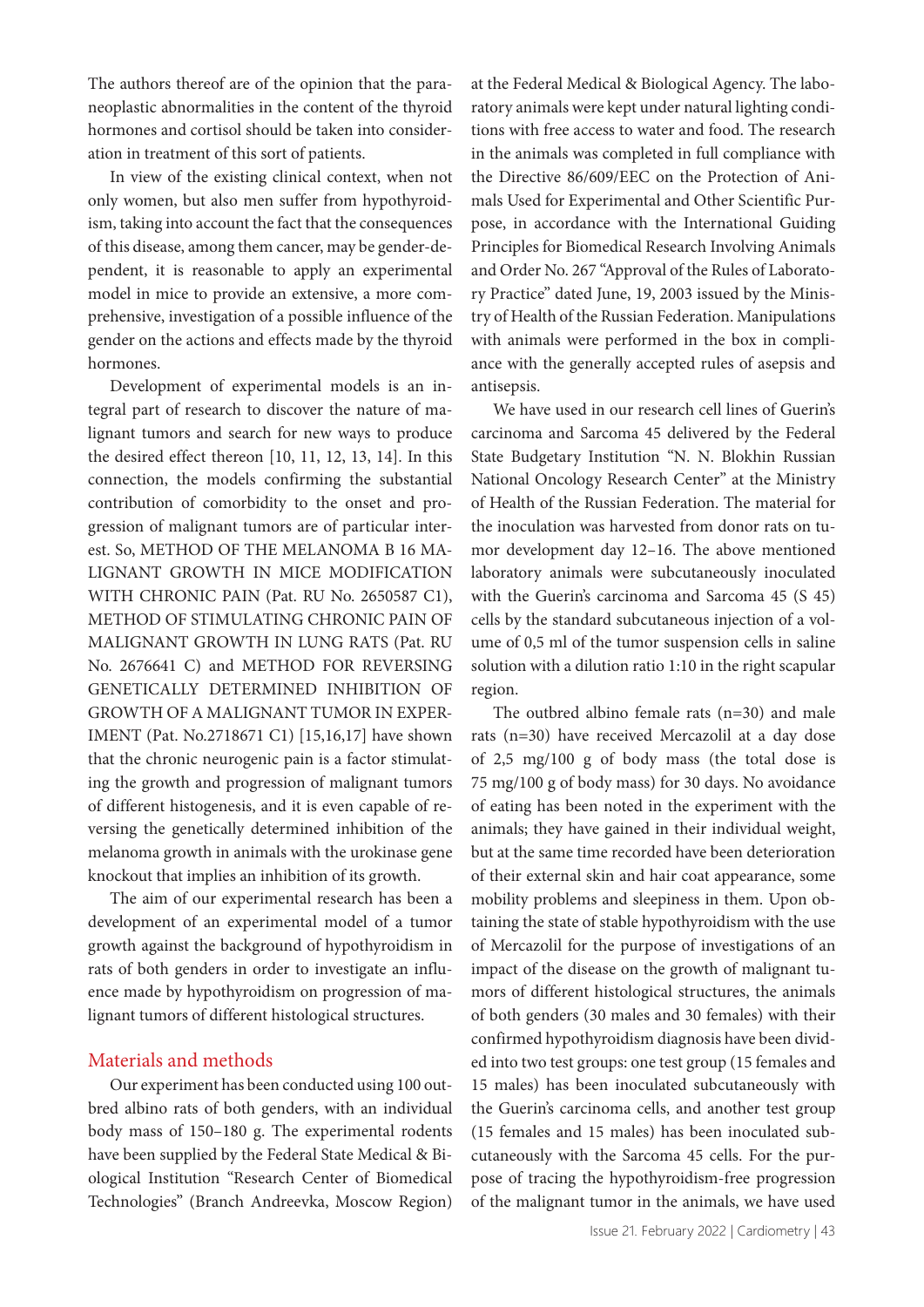The authors thereof are of the opinion that the paraneoplastic abnormalities in the content of the thyroid hormones and cortisol should be taken into consideration in treatment of this sort of patients.

In view of the existing clinical context, when not only women, but also men suffer from hypothyroidism, taking into account the fact that the consequences of this disease, among them cancer, may be gender-dependent, it is reasonable to apply an experimental model in mice to provide an extensive, a more comprehensive, investigation of a possible influence of the gender on the actions and effects made by the thyroid hormones.

Development of experimental models is an integral part of research to discover the nature of malignant tumors and search for new ways to produce the desired effect thereon [10, 11, 12, 13, 14]. In this connection, the models confirming the substantial contribution of comorbidity to the onset and progression of malignant tumors are of particular interest. So, METHOD OF THE MELANOMA B 16 MALIGNANT GROWTH IN MICE MODIFICATION WITH CHRONIC PAIN (Pat. RU No. 2650587 C1), METHOD OF STIMULATING CHRONIC PAIN OF MALIGNANT GROWTH IN LUNG RATS (Pat. RU No. 2676641 C) and METHOD FOR REVERSING GENETICALLY DETERMINED INHIBITION OF GROWTH OF A MALIGNANT TUMOR IN EXPERIMENT (Pat. No.2718671 C1) [15,16,17] have shown that the chronic neurogenic pain is a factor stimulating the growth and progression of malignant tumors of different histogenesis, and it is even capable of reversing the genetically determined inhibition of the melanoma growth in animals with the urokinase gene knockout that implies an inhibition of its growth.

The aim of our experimental research has been a development of an experimental model of a tumor growth against the background of hypothyroidism in rats of both genders in order to investigate an influence made by hypothyroidism on progression of malignant tumors of different histological structures.

## Materials and methods

Our experiment has been conducted using 100 outbred albino rats of both genders, with an individual body mass of 150–180 g. The experimental rodents have been supplied by the Federal State Medical & Biological Institution "Research Center of Biomedical Technologies" (Branch Andreevka, Moscow Region) at the Federal Medical & Biological Agency. The laboratory animals were kept under natural lighting conditions with free access to water and food. The research in the animals was completed in full compliance with the Directive 86/609/EEC on the Protection of Animals Used for Experimental and Other Scientific Purpose, in accordance with the International Guiding Principles for Biomedical Research Involving Animals and Order No. 267 "Approval of the Rules of Laboratory Practice" dated June, 19, 2003 issued by the Ministry of Health of the Russian Federation. Manipulations with animals were performed in the box in compliance with the generally accepted rules of asepsis and antisepsis.

We have used in our research cell lines of Guerin's carcinoma and Sarcoma 45 delivered by the Federal State Budgetary Institution "N. N. Blokhin Russian National Oncology Research Center" at the Ministry of Health of the Russian Federation. The material for the inoculation was harvested from donor rats on tumor development day 12–16. The above mentioned laboratory animals were subcutaneously inoculated with the Guerin's carcinoma and Sarcoma 45 (S 45) cells by the standard subcutaneous injection of a volume of 0,5 ml of the tumor suspension cells in saline solution with a dilution ratio 1:10 in the right scapular region.

The outbred albino female rats (n=30) and male rats (n=30) have received Mercazolil at a day dose of 2,5 mg/100 g of body mass (the total dose is 75 mg/100 g of body mass) for 30 days. No avoidance of eating has been noted in the experiment with the animals; they have gained in their individual weight, but at the same time recorded have been deterioration of their external skin and hair coat appearance, some mobility problems and sleepiness in them. Upon obtaining the state of stable hypothyroidism with the use of Mercazolil for the purpose of investigations of an impact of the disease on the growth of malignant tumors of different histological structures, the animals of both genders (30 males and 30 females) with their confirmed hypothyroidism diagnosis have been divided into two test groups: one test group (15 females and 15 males) has been inoculated subcutaneously with the Guerin's carcinoma cells, and another test group (15 females and 15 males) has been inoculated subcutaneously with the Sarcoma 45 cells. For the purpose of tracing the hypothyroidism-free progression of the malignant tumor in the animals, we have used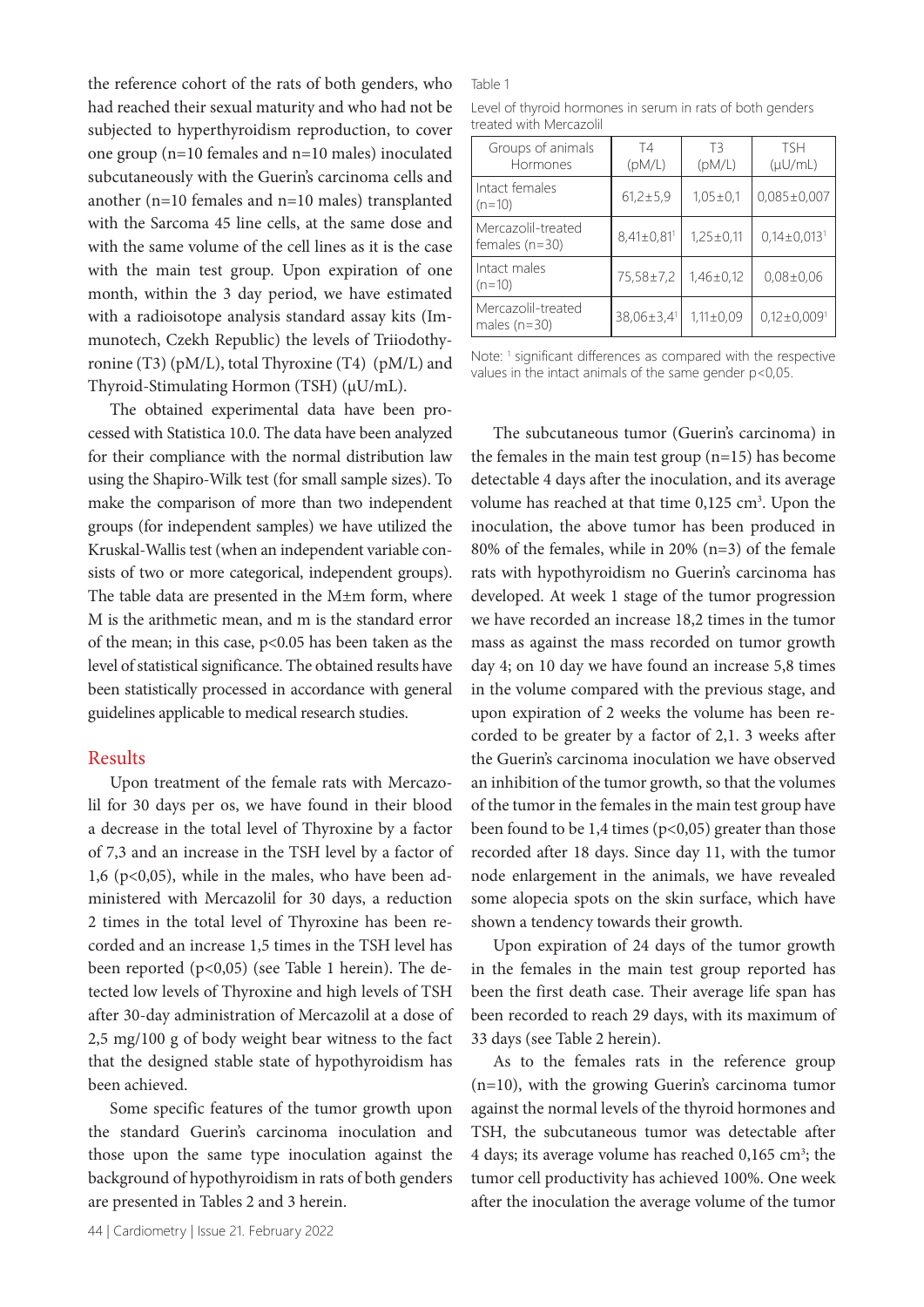the reference cohort of the rats of both genders, who had reached their sexual maturity and who had not be subjected to hyperthyroidism reproduction, to cover one group (n=10 females and n=10 males) inoculated subcutaneously with the Guerin's carcinoma cells and another (n=10 females and n=10 males) transplanted with the Sarcoma 45 line cells, at the same dose and with the same volume of the cell lines as it is the case with the main test group. Upon expiration of one month, within the 3 day period, we have estimated with a radioisotope analysis standard assay kits (Immunotech, Czekh Republic) the levels of Triiodothyronine (T3) (pM/L), total Thyroxine (T4) (pM/L) and Thyroid-Stimulating Hormon (TSH) (μU/mL).

The obtained experimental data have been processed with Statistica 10.0. The data have been analyzed for their compliance with the normal distribution law using the Shapiro-Wilk test (for small sample sizes). To make the comparison of more than two independent groups (for independent samples) we have utilized the Kruskal-Wallis test (when an independent variable consists of two or more categorical, independent groups). The table data are presented in the M±m form, where M is the arithmetic mean, and m is the standard error of the mean; in this case, $p<0.05$ has been taken as the level of statistical significance. The obtained results have been statistically processed in accordance with general guidelines applicable to medical research studies.

## Results

Upon treatment of the female rats with Mercazolil for 30 days per os, we have found in their blood a decrease in the total level of Thyroxine by a factor of 7,3 and an increase in the TSH level by a factor of 1,6 ($p<0{,}05$), while in the males, who have been administered with Mercazolil for 30 days, a reduction 2 times in the total level of Thyroxine has been recorded and an increase 1,5 times in the TSH level has been reported ($p<0{,}05$) (see Table 1 herein). The detected low levels of Thyroxine and high levels of TSH after 30-day administration of Mercazolil at a dose of 2,5 mg/100 g of body weight bear witness to the fact that the designed stable state of hypothyroidism has been achieved.

Some specific features of the tumor growth upon the standard Guerin's carcinoma inoculation and those upon the same type inoculation against the background of hypothyroidism in rats of both genders are presented in Tables 2 and 3 herein.

Table 1

Level of thyroid hormones in serum in rats of both genders treated with Mercazolil

| Groups of animals / Hormones | T4 (pM/L) | T3 (pM/L) | TSH (μU/mL) |
|---|---|---|---|
| Intact females (n=10) | 61,2±5,9 | 1,05±0,1 | 0,085±0,007 |
| Mercazolil-treated females (n=30) | 8,41±0,81[1] | 1,25±0,11 | 0,14±0,013[1] |
| Intact males (n=10) | 75,58±7,2 | 1,46±0,12 | 0,08±0,06 |
| Mercazolil-treated males (n=30) | 38,06±3,4[1] | 1,11±0,09 | 0,12±0,009[1] |

Note: [1] significant differences as compared with the respective values in the intact animals of the same gender $p<0{,}05$.

The subcutaneous tumor (Guerin's carcinoma) in the females in the main test group (n=15) has become detectable 4 days after the inoculation, and its average volume has reached at that time 0,125 $cm^3$. Upon the inoculation, the above tumor has been produced in 80% of the females, while in 20% (n=3) of the female rats with hypothyroidism no Guerin's carcinoma has developed. At week 1 stage of the tumor progression we have recorded an increase 18,2 times in the tumor mass as against the mass recorded on tumor growth day 4; on 10 day we have found an increase 5,8 times in the volume compared with the previous stage, and upon expiration of 2 weeks the volume has been recorded to be greater by a factor of 2,1. 3 weeks after the Guerin's carcinoma inoculation we have observed an inhibition of the tumor growth, so that the volumes of the tumor in the females in the main test group have been found to be 1,4 times ($p<0{,}05$) greater than those recorded after 18 days. Since day 11, with the tumor node enlargement in the animals, we have revealed some alopecia spots on the skin surface, which have shown a tendency towards their growth.

Upon expiration of 24 days of the tumor growth in the females in the main test group reported has been the first death case. Their average life span has been recorded to reach 29 days, with its maximum of 33 days (see Table 2 herein).

As to the females rats in the reference group (n=10), with the growing Guerin's carcinoma tumor against the normal levels of the thyroid hormones and TSH, the subcutaneous tumor was detectable after 4 days; its average volume has reached 0,165 $cm^3$; the tumor cell productivity has achieved 100%. One week after the inoculation the average volume of the tumor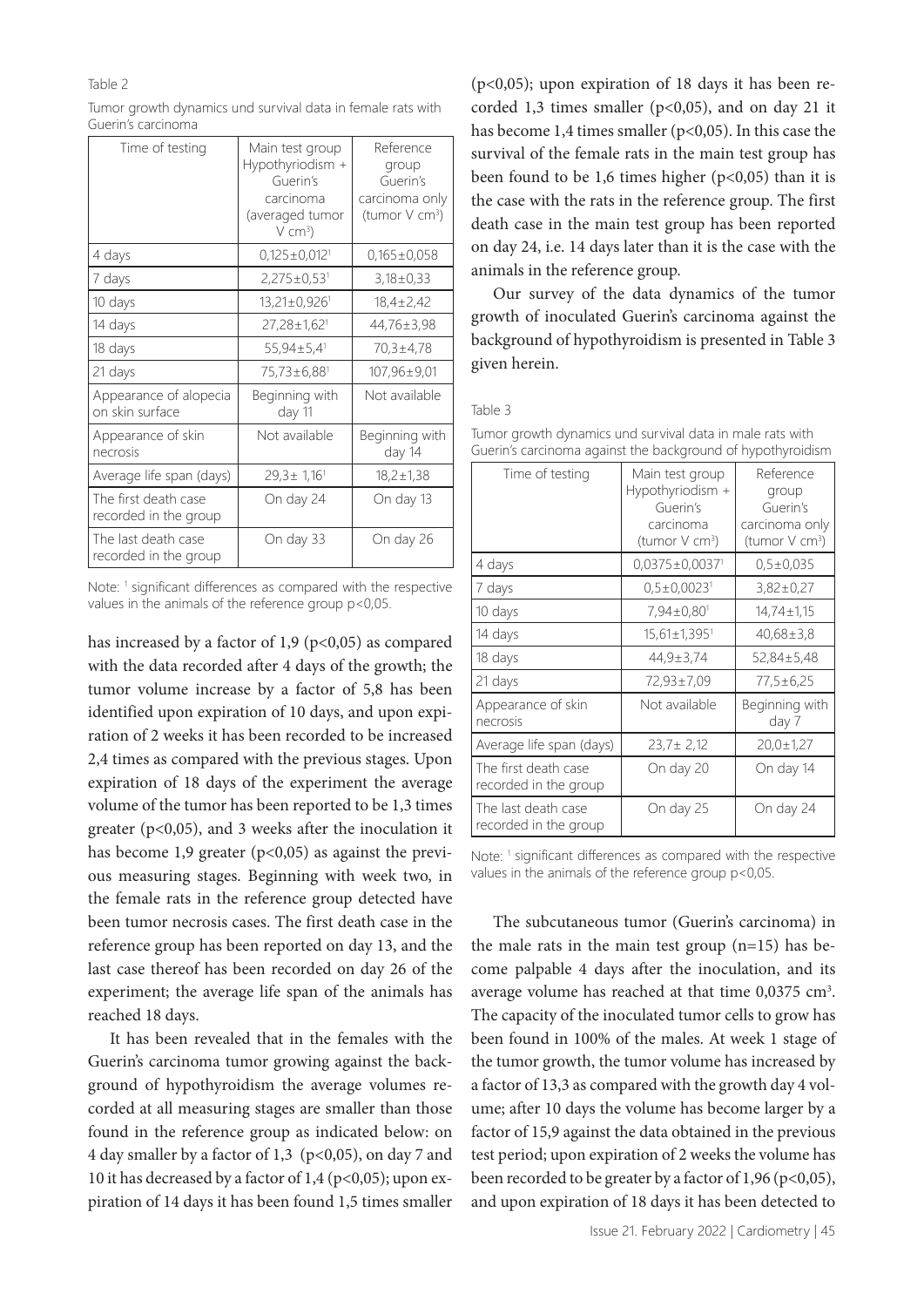Table 2

Tumor growth dynamics und survival data in female rats with Guerin's carcinoma

| Time of testing | Main test group Hypothyriodism + Guerin's carcinoma (averaged tumor V $cm^3$) | Reference group Guerin's carcinoma only (tumor V $cm^3$) |
|---|---|---|
| 4 days | 0,125±0,012[1] | 0,165±0,058 |
| 7 days | 2,275±0,53[1] | 3,18±0,33 |
| 10 days | 13,21±0,926[1] | 18,4±2,42 |
| 14 days | 27,28±1,62[1] | 44,76±3,98 |
| 18 days | 55,94±5,4[1] | 70,3±4,78 |
| 21 days | 75,73±6,88[1] | 107,96±9,01 |
| Appearance of alopecia on skin surface | Beginning with day 11 | Not available |
| Appearance of skin necrosis | Not available | Beginning with day 14 |
| Average life span (days) | 29,3± 1,16[1] | 18,2±1,38 |
| The first death case recorded in the group | On day 24 | On day 13 |
| The last death case recorded in the group | On day 33 | On day 26 |

Note: [1] significant differences as compared with the respective values in the animals of the reference group p<0,05.

has increased by a factor of 1,9 ($p<0,05$) as compared with the data recorded after 4 days of the growth; the tumor volume increase by a factor of 5,8 has been identified upon expiration of 10 days, and upon expiration of 2 weeks it has been recorded to be increased 2,4 times as compared with the previous stages. Upon expiration of 18 days of the experiment the average volume of the tumor has been reported to be 1,3 times greater ($p<0,05$), and 3 weeks after the inoculation it has become 1,9 greater ($p<0,05$) as against the previous measuring stages. Beginning with week two, in the female rats in the reference group detected have been tumor necrosis cases. The first death case in the reference group has been reported on day 13, and the last case thereof has been recorded on day 26 of the experiment; the average life span of the animals has reached 18 days.

It has been revealed that in the females with the Guerin's carcinoma tumor growing against the background of hypothyroidism the average volumes recorded at all measuring stages are smaller than those found in the reference group as indicated below: on 4 day smaller by a factor of 1,3 ($p<0,05$), on day 7 and 10 it has decreased by a factor of 1,4 ($p<0,05$); upon expiration of 14 days it has been found 1,5 times smaller ($p<0,05$); upon expiration of 18 days it has been recorded 1,3 times smaller ($p<0,05$), and on day 21 it has become 1,4 times smaller ($p<0,05$). In this case the survival of the female rats in the main test group has been found to be 1,6 times higher ($p<0,05$) than it is the case with the rats in the reference group. The first death case in the main test group has been reported on day 24, i.e. 14 days later than it is the case with the animals in the reference group.

Our survey of the data dynamics of the tumor growth of inoculated Guerin's carcinoma against the background of hypothyroidism is presented in Table 3 given herein.

Table 3

Tumor growth dynamics und survival data in male rats with Guerin's carcinoma against the background of hypothyroidism

| Time of testing | Main test group Hypothyriodism + Guerin's carcinoma (tumor V $cm^3$) | Reference group Guerin's carcinoma only (tumor V $cm^3$) |
|---|---|---|
| 4 days | 0,0375±0,0037[1] | 0,5±0,035 |
| 7 days | 0,5±0,0023[1] | 3,82±0,27 |
| 10 days | 7,94±0,80[1] | 14,74±1,15 |
| 14 days | 15,61±1,395[1] | 40,68±3,8 |
| 18 days | 44,9±3,74 | 52,84±5,48 |
| 21 days | 72,93±7,09 | 77,5±6,25 |
| Appearance of skin necrosis | Not available | Beginning with day 7 |
| Average life span (days) | 23,7± 2,12 | 20,0±1,27 |
| The first death case recorded in the group | On day 20 | On day 14 |
| The last death case recorded in the group | On day 25 | On day 24 |

Note: [1] significant differences as compared with the respective values in the animals of the reference group p<0,05.

The subcutaneous tumor (Guerin's carcinoma) in the male rats in the main test group (n=15) has become palpable 4 days after the inoculation, and its average volume has reached at that time 0,0375 $cm^3$. The capacity of the inoculated tumor cells to grow has been found in 100% of the males. At week 1 stage of the tumor growth, the tumor volume has increased by a factor of 13,3 as compared with the growth day 4 volume; after 10 days the volume has become larger by a factor of 15,9 against the data obtained in the previous test period; upon expiration of 2 weeks the volume has been recorded to be greater by a factor of 1,96 ($p<0,05$), and upon expiration of 18 days it has been detected to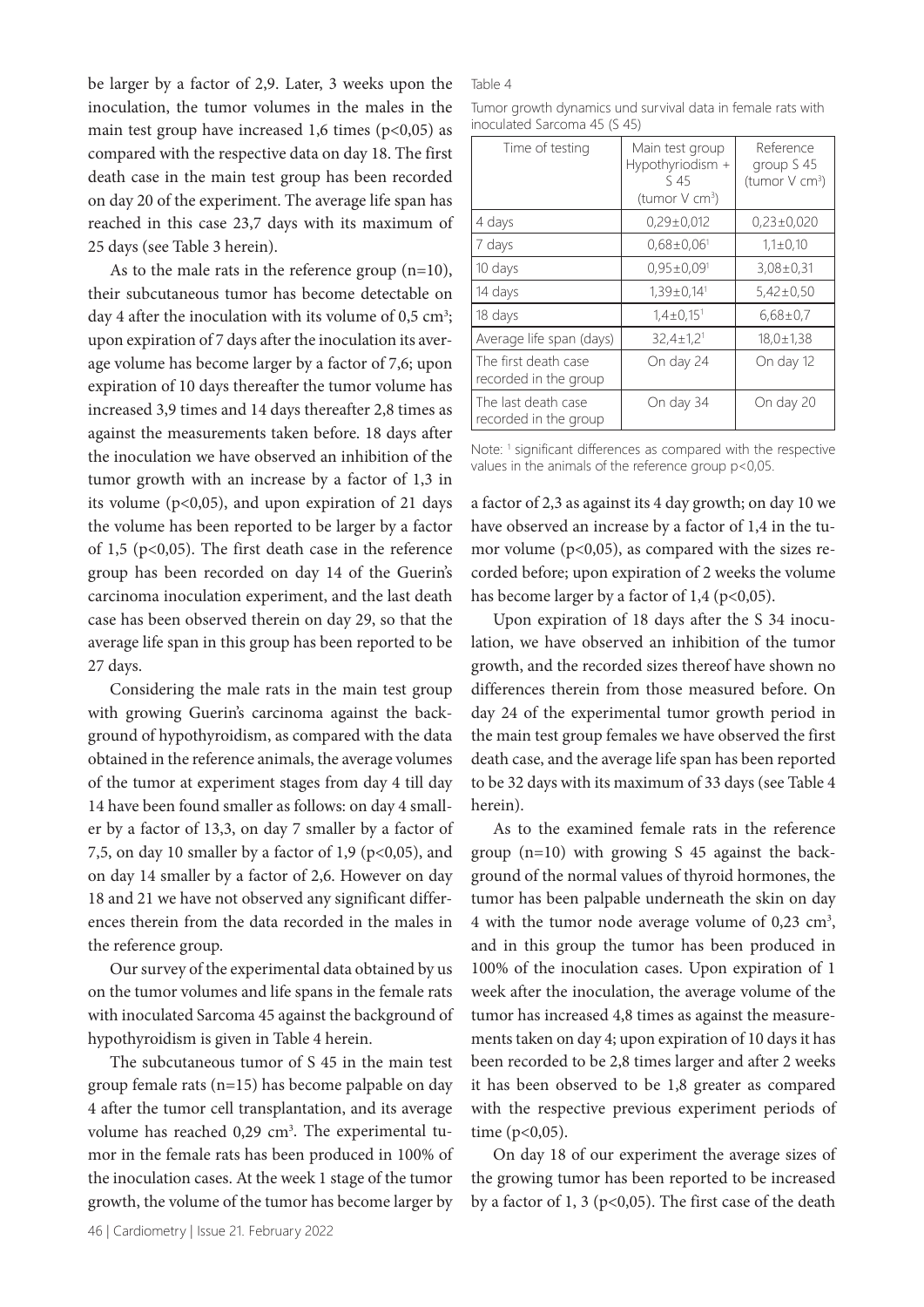be larger by a factor of 2,9. Later, 3 weeks upon the inoculation, the tumor volumes in the males in the main test group have increased 1,6 times ($p<0,05$) as compared with the respective data on day 18. The first death case in the main test group has been recorded on day 20 of the experiment. The average life span has reached in this case 23,7 days with its maximum of 25 days (see Table 3 herein).

As to the male rats in the reference group (n=10), their subcutaneous tumor has become detectable on day 4 after the inoculation with its volume of 0,5 $cm^3$; upon expiration of 7 days after the inoculation its average volume has become larger by a factor of 7,6; upon expiration of 10 days thereafter the tumor volume has increased 3,9 times and 14 days thereafter 2,8 times as against the measurements taken before. 18 days after the inoculation we have observed an inhibition of the tumor growth with an increase by a factor of 1,3 in its volume ($p<0,05$), and upon expiration of 21 days the volume has been reported to be larger by a factor of 1,5 ($p<0,05$). The first death case in the reference group has been recorded on day 14 of the Guerin's carcinoma inoculation experiment, and the last death case has been observed therein on day 29, so that the average life span in this group has been reported to be 27 days.

Considering the male rats in the main test group with growing Guerin's carcinoma against the background of hypothyroidism, as compared with the data obtained in the reference animals, the average volumes of the tumor at experiment stages from day 4 till day 14 have been found smaller as follows: on day 4 smaller by a factor of 13,3, on day 7 smaller by a factor of 7,5, on day 10 smaller by a factor of 1,9 ($p<0,05$), and on day 14 smaller by a factor of 2,6. However on day 18 and 21 we have not observed any significant differences therein from the data recorded in the males in the reference group.

Our survey of the experimental data obtained by us on the tumor volumes and life spans in the female rats with inoculated Sarcoma 45 against the background of hypothyroidism is given in Table 4 herein.

The subcutaneous tumor of S 45 in the main test group female rats (n=15) has become palpable on day 4 after the tumor cell transplantation, and its average volume has reached 0,29 $cm^3$. The experimental tumor in the female rats has been produced in 100% of the inoculation cases. At the week 1 stage of the tumor growth, the volume of the tumor has become larger by a factor of 2,3 as against its 4 day growth; on day 10 we have observed an increase by a factor of 1,4 in the tumor volume ($p<0,05$), as compared with the sizes recorded before; upon expiration of 2 weeks the volume has become larger by a factor of 1,4 ($p<0,05$).

Table 4

Tumor growth dynamics und survival data in female rats with inoculated Sarcoma 45 (S 45)

| Time of testing | Main test group Hypothyriodism + S 45 (tumor V $cm^3$) | Reference group S 45 (tumor V $cm^3$) |
|---|---|---|
| 4 days | 0,29±0,012 | 0,23±0,020 |
| 7 days | 0,68±0,06[1] | 1,1±0,10 |
| 10 days | 0,95±0,09[1] | 3,08±0,31 |
| 14 days | 1,39±0,14[1] | 5,42±0,50 |
| 18 days | 1,4±0,15[1] | 6,68±0,7 |
| Average life span (days) | 32,4±1,2[1] | 18,0±1,38 |
| The first death case recorded in the group | On day 24 | On day 12 |
| The last death case recorded in the group | On day 34 | On day 20 |

Note: [1] significant differences as compared with the respective values in the animals of the reference group $p<0,05$.

Upon expiration of 18 days after the S 34 inoculation, we have observed an inhibition of the tumor growth, and the recorded sizes thereof have shown no differences therein from those measured before. On day 24 of the experimental tumor growth period in the main test group females we have observed the first death case, and the average life span has been reported to be 32 days with its maximum of 33 days (see Table 4 herein).

As to the examined female rats in the reference group (n=10) with growing S 45 against the background of the normal values of thyroid hormones, the tumor has been palpable underneath the skin on day 4 with the tumor node average volume of 0,23 $cm^3$, and in this group the tumor has been produced in 100% of the inoculation cases. Upon expiration of 1 week after the inoculation, the average volume of the tumor has increased 4,8 times as against the measurements taken on day 4; upon expiration of 10 days it has been recorded to be 2,8 times larger and after 2 weeks it has been observed to be 1,8 greater as compared with the respective previous experiment periods of time ($p<0,05$).

On day 18 of our experiment the average sizes of the growing tumor has been reported to be increased by a factor of 1, 3 ($p<0,05$). The first case of the death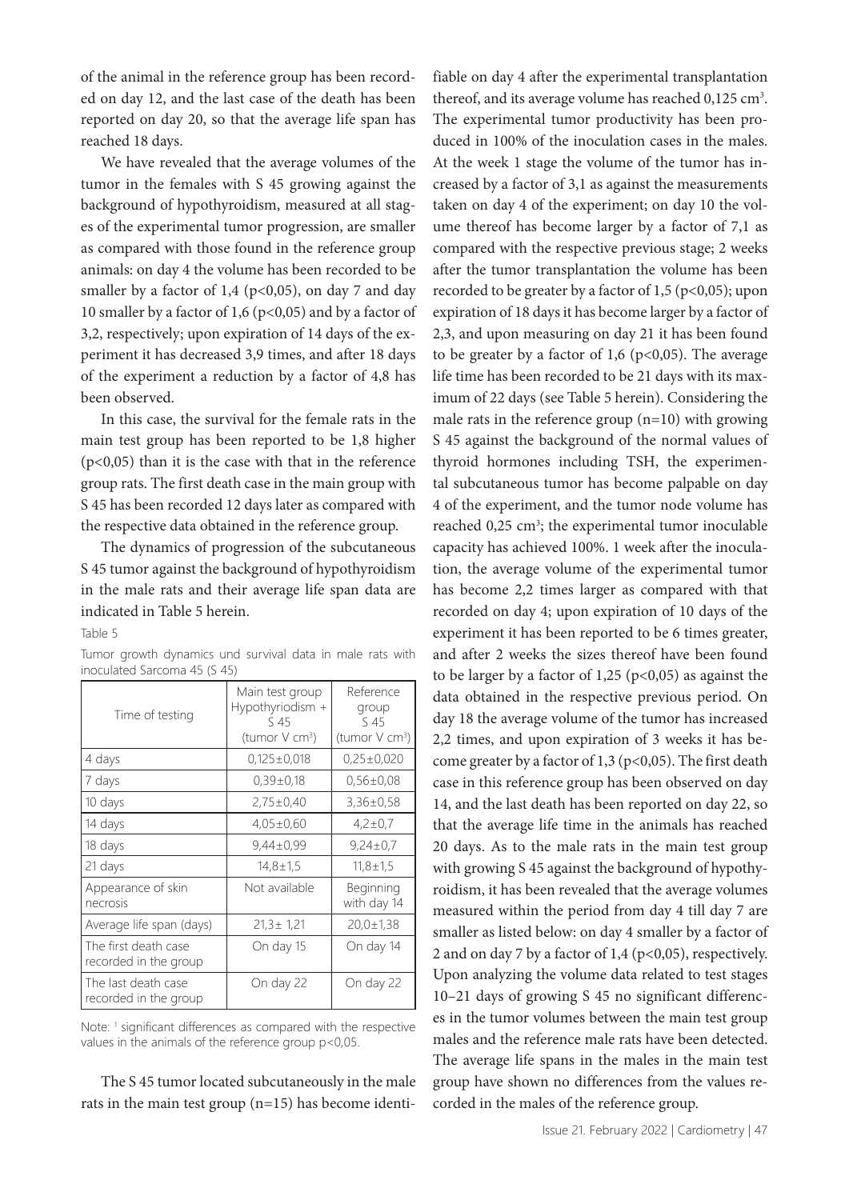of the animal in the reference group has been recorded on day 12, and the last case of the death has been reported on day 20, so that the average life span has reached 18 days.

We have revealed that the average volumes of the tumor in the females with S 45 growing against the background of hypothyroidism, measured at all stages of the experimental tumor progression, are smaller as compared with those found in the reference group animals: on day 4 the volume has been recorded to be smaller by a factor of 1,4 ($p<0,05$), on day 7 and day 10 smaller by a factor of 1,6 ($p<0,05$) and by a factor of 3,2, respectively; upon expiration of 14 days of the experiment it has decreased 3,9 times, and after 18 days of the experiment a reduction by a factor of 4,8 has been observed.

In this case, the survival for the female rats in the main test group has been reported to be 1,8 higher ($p<0,05$) than it is the case with that in the reference group rats. The first death case in the main group with S 45 has been recorded 12 days later as compared with the respective data obtained in the reference group.

The dynamics of progression of the subcutaneous S 45 tumor against the background of hypothyroidism in the male rats and their average life span data are indicated in Table 5 herein.

Table 5

Tumor growth dynamics und survival data in male rats with inoculated Sarcoma 45 (S 45)

| Time of testing | Main test group Hypothyriodism + S 45 (tumor V $cm^3$) | Reference group S 45 (tumor V $cm^3$) |
|---|---|---|
| 4 days | 0,125±0,018 | 0,25±0,020 |
| 7 days | 0,39±0,18 | 0,56±0,08 |
| 10 days | 2,75±0,40 | 3,36±0,58 |
| 14 days | 4,05±0,60 | 4,2±0,7 |
| 18 days | 9,44±0,99 | 9,24±0,7 |
| 21 days | 14,8±1,5 | 11,8±1,5 |
| Appearance of skin necrosis | Not available | Beginning with day 14 |
| Average life span (days) | 21,3± 1,21 | 20,0±1,38 |
| The first death case recorded in the group | On day 15 | On day 14 |
| The last death case recorded in the group | On day 22 | On day 22 |

Note: [1] significant differences as compared with the respective values in the animals of the reference group $p<0,05$.

The S 45 tumor located subcutaneously in the male rats in the main test group (n=15) has become identifiable on day 4 after the experimental transplantation thereof, and its average volume has reached 0,125 $cm^3$. The experimental tumor productivity has been produced in 100% of the inoculation cases in the males. At the week 1 stage the volume of the tumor has increased by a factor of 3,1 as against the measurements taken on day 4 of the experiment; on day 10 the volume thereof has become larger by a factor of 7,1 as compared with the respective previous stage; 2 weeks after the tumor transplantation the volume has been recorded to be greater by a factor of 1,5 ($p<0,05$); upon expiration of 18 days it has become larger by a factor of 2,3, and upon measuring on day 21 it has been found to be greater by a factor of 1,6 ($p<0,05$). The average life time has been recorded to be 21 days with its maximum of 22 days (see Table 5 herein). Considering the male rats in the reference group (n=10) with growing S 45 against the background of the normal values of thyroid hormones including TSH, the experimental subcutaneous tumor has become palpable on day 4 of the experiment, and the tumor node volume has reached 0,25 $cm^3$; the experimental tumor inoculable capacity has achieved 100%. 1 week after the inoculation, the average volume of the experimental tumor has become 2,2 times larger as compared with that recorded on day 4; upon expiration of 10 days of the experiment it has been reported to be 6 times greater, and after 2 weeks the sizes thereof have been found to be larger by a factor of 1,25 ($p<0,05$) as against the data obtained in the respective previous period. On day 18 the average volume of the tumor has increased 2,2 times, and upon expiration of 3 weeks it has become greater by a factor of 1,3 ($p<0,05$). The first death case in this reference group has been observed on day 14, and the last death has been reported on day 22, so that the average life time in the animals has reached 20 days. As to the male rats in the main test group with growing S 45 against the background of hypothyroidism, it has been revealed that the average volumes measured within the period from day 4 till day 7 are smaller as listed below: on day 4 smaller by a factor of 2 and on day 7 by a factor of 1,4 ($p<0,05$), respectively. Upon analyzing the volume data related to test stages 10–21 days of growing S 45 no significant differences in the tumor volumes between the main test group males and the reference male rats have been detected. The average life spans in the males in the main test group have shown no differences from the values recorded in the males of the reference group.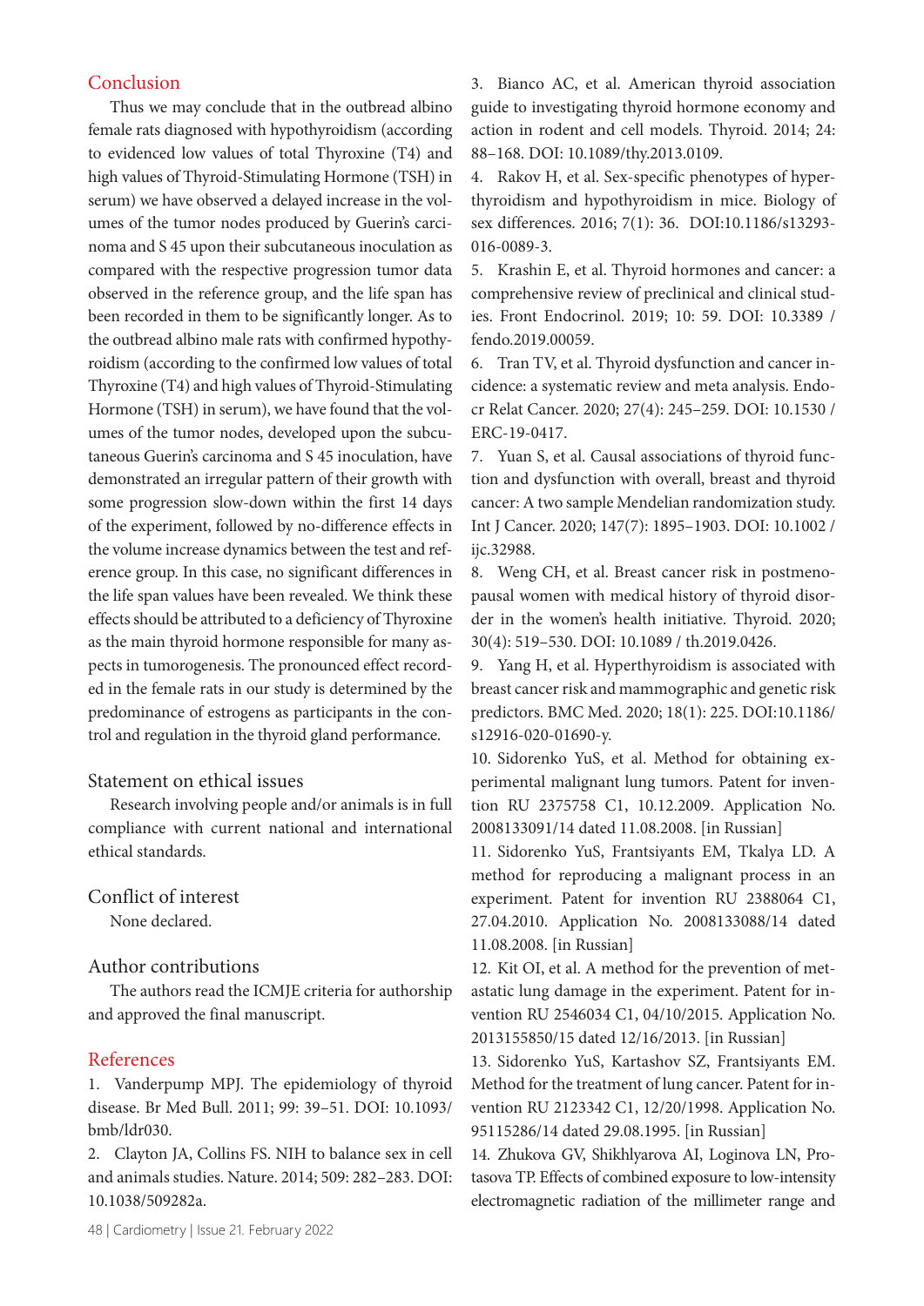## Conclusion

Thus we may conclude that in the outbread albino female rats diagnosed with hypothyroidism (according to evidenced low values of total Thyroxine (T4) and high values of Thyroid-Stimulating Hormone (TSH) in serum) we have observed a delayed increase in the volumes of the tumor nodes produced by Guerin's carcinoma and S 45 upon their subcutaneous inoculation as compared with the respective progression tumor data observed in the reference group, and the life span has been recorded in them to be significantly longer. As to the outbread albino male rats with confirmed hypothyroidism (according to the confirmed low values of total Thyroxine (T4) and high values of Thyroid-Stimulating Hormone (TSH) in serum), we have found that the volumes of the tumor nodes, developed upon the subcutaneous Guerin's carcinoma and S 45 inoculation, have demonstrated an irregular pattern of their growth with some progression slow-down within the first 14 days of the experiment, followed by no-difference effects in the volume increase dynamics between the test and reference group. In this case, no significant differences in the life span values have been revealed. We think these effects should be attributed to a deficiency of Thyroxine as the main thyroid hormone responsible for many aspects in tumorogenesis. The pronounced effect recorded in the female rats in our study is determined by the predominance of estrogens as participants in the control and regulation in the thyroid gland performance.

## Statement on ethical issues

Research involving people and/or animals is in full compliance with current national and international ethical standards.

## Conflict of interest

None declared.

## Author contributions

The authors read the ICMJE criteria for authorship and approved the final manuscript.

## References

1. Vanderpump MPJ. The epidemiology of thyroid disease. Br Med Bull. 2011; 99: 39–51. DOI: 10.1093/bmb/ldr030.
2. Clayton JA, Collins FS. NIH to balance sex in cell and animals studies. Nature. 2014; 509: 282–283. DOI: 10.1038/509282a.
3. Bianco AC, et al. American thyroid association guide to investigating thyroid hormone economy and action in rodent and cell models. Thyroid. 2014; 24: 88–168. DOI: 10.1089/thy.2013.0109.
4. Rakov H, et al. Sex-specific phenotypes of hyperthyroidism and hypothyroidism in mice. Biology of sex differences. 2016; 7(1): 36. DOI:10.1186/s13293-016-0089-3.
5. Krashin E, et al. Thyroid hormones and cancer: a comprehensive review of preclinical and clinical studies. Front Endocrinol. 2019; 10: 59. DOI: 10.3389 / fendo.2019.00059.
6. Tran TV, et al. Thyroid dysfunction and cancer incidence: a systematic review and meta analysis. Endocr Relat Cancer. 2020; 27(4): 245–259. DOI: 10.1530 / ERC-19-0417.
7. Yuan S, et al. Causal associations of thyroid function and dysfunction with overall, breast and thyroid cancer: A two sample Mendelian randomization study. Int J Cancer. 2020; 147(7): 1895–1903. DOI: 10.1002 / ijc.32988.
8. Weng CH, et al. Breast cancer risk in postmenopausal women with medical history of thyroid disorder in the women's health initiative. Thyroid. 2020; 30(4): 519–530. DOI: 10.1089 / th.2019.0426.
9. Yang H, et al. Hyperthyroidism is associated with breast cancer risk and mammographic and genetic risk predictors. BMC Med. 2020; 18(1): 225. DOI:10.1186/s12916-020-01690-y.
10. Sidorenko YuS, et al. Method for obtaining experimental malignant lung tumors. Patent for invention RU 2375758 C1, 10.12.2009. Application No. 2008133091/14 dated 11.08.2008. [in Russian]
11. Sidorenko YuS, Frantsiyants EM, Tkalya LD. A method for reproducing a malignant process in an experiment. Patent for invention RU 2388064 C1, 27.04.2010. Application No. 2008133088/14 dated 11.08.2008. [in Russian]
12. Kit OI, et al. A method for the prevention of metastatic lung damage in the experiment. Patent for invention RU 2546034 C1, 04/10/2015. Application No. 2013155850/15 dated 12/16/2013. [in Russian]
13. Sidorenko YuS, Kartashov SZ, Frantsiyants EM. Method for the treatment of lung cancer. Patent for invention RU 2123342 C1, 12/20/1998. Application No. 95115286/14 dated 29.08.1995. [in Russian]
14. Zhukova GV, Shikhlyarova AI, Loginova LN, Protasova TP. Effects of combined exposure to low-intensity electromagnetic radiation of the millimeter range and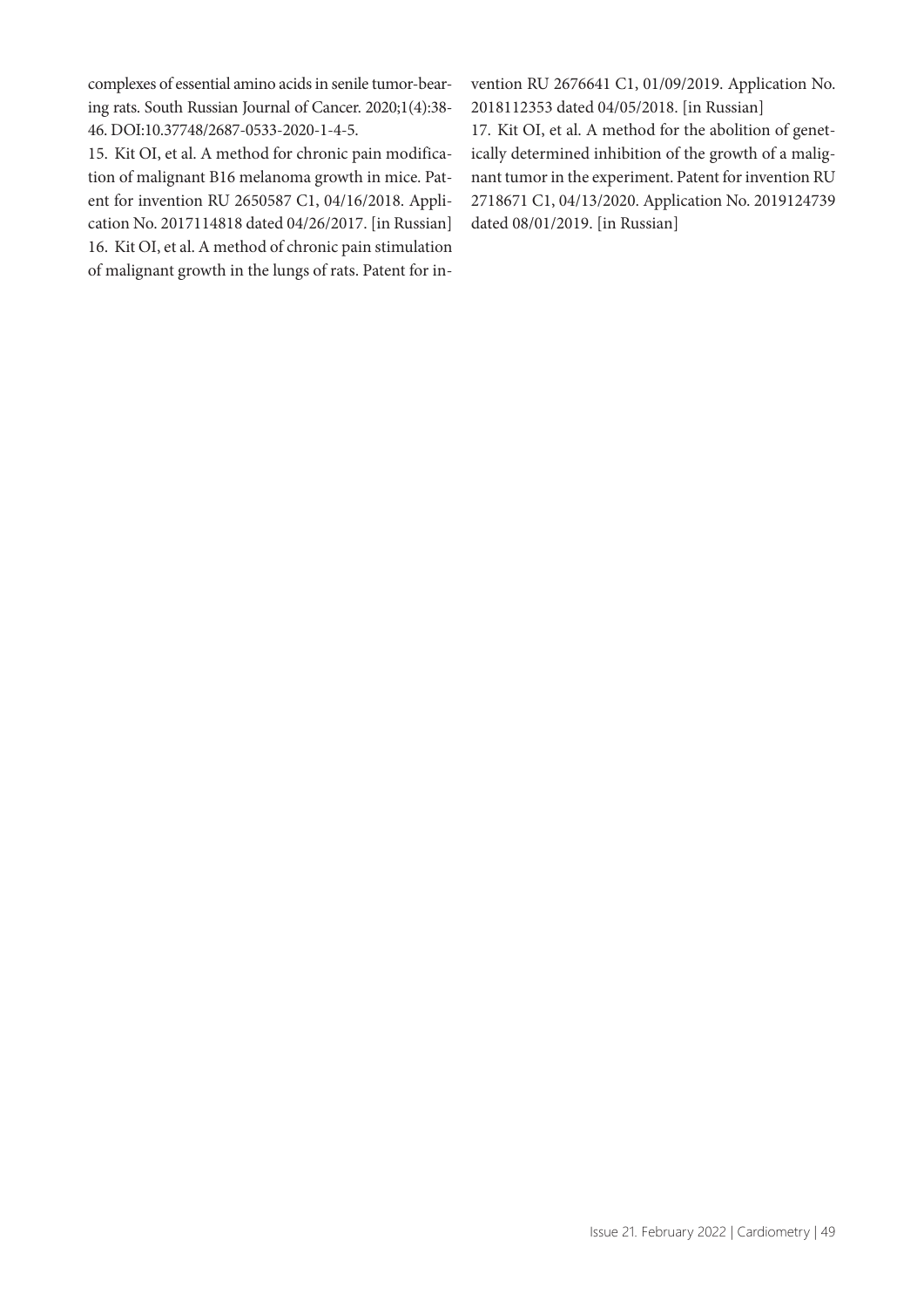complexes of essential amino acids in senile tumor-bearing rats. South Russian Journal of Cancer. 2020;1(4):38-46. DOI:10.37748/2687-0533-2020-1-4-5.

15. Kit OI, et al. A method for chronic pain modification of malignant B16 melanoma growth in mice. Patent for invention RU 2650587 C1, 04/16/2018. Application No. 2017114818 dated 04/26/2017. [in Russian]

16. Kit OI, et al. A method of chronic pain stimulation of malignant growth in the lungs of rats. Patent for invention RU 2676641 C1, 01/09/2019. Application No. 2018112353 dated 04/05/2018. [in Russian]

17. Kit OI, et al. A method for the abolition of genetically determined inhibition of the growth of a malignant tumor in the experiment. Patent for invention RU 2718671 C1, 04/13/2020. Application No. 2019124739 dated 08/01/2019. [in Russian]